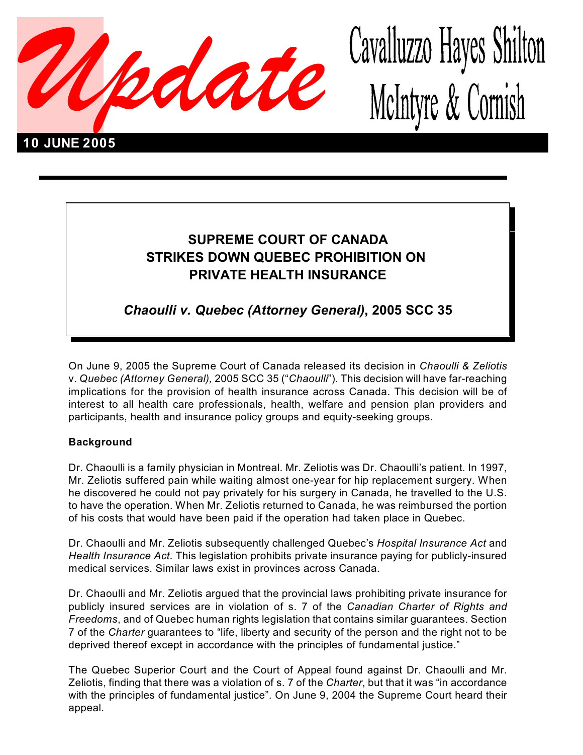# Update

**Cavalluzzo Hayes Shilton McIntyre & Cornish**

**10 JUNE 2005**

## SUPREME COURT OF CANADA STRIKES DOWN QUEBEC PROHIBITION ON PRIVATE HEALTH INSURANCE

### *Chaoulli v. Quebec (Attorney General)*, 2005 SCC 35

On June 9, 2005 the Supreme Court of Canada released its decision in *Chaoulli & Zeliotis* v. *Quebec (Attorney General),* 2005 SCC 35 ("*Chaoulli*"). This decision will have far-reaching implications for the provision of health insurance across Canada. This decision will be of interest to all health care professionals, health, welfare and pension plan providers and participants, health and insurance policy groups and equity-seeking groups.

**Background**

Dr. Chaoulli is a family physician in Montreal. Mr. Zeliotis was Dr. Chaoulli's patient. In 1997, Mr. Zeliotis suffered pain while waiting almost one-year for hip replacement surgery. When he discovered he could not pay privately for his surgery in Canada, he travelled to the U.S. to have the operation. When Mr. Zeliotis returned to Canada, he was reimbursed the portion of his costs that would have been paid if the operation had taken place in Quebec.

Dr. Chaoulli and Mr. Zeliotis subsequently challenged Quebec's *Hospital Insurance Act* and *Health Insurance Act*. This legislation prohibits private insurance paying for publicly-insured medical services. Similar laws exist in provinces across Canada.

Dr. Chaoulli and Mr. Zeliotis argued that the provincial laws prohibiting private insurance for publicly insured services are in violation of s. 7 of the *Canadian Charter of Rights and Freedoms*, and of Quebec human rights legislation that contains similar guarantees. Section 7 of the *Charter* guarantees to "life, liberty and security of the person and the right not to be deprived thereof except in accordance with the principles of fundamental justice."

The Quebec Superior Court and the Court of Appeal found against Dr. Chaoulli and Mr. Zeliotis, finding that there was a violation of s. 7 of the *Charter*, but that it was "in accordance with the principles of fundamental justice". On June 9, 2004 the Supreme Court heard their appeal.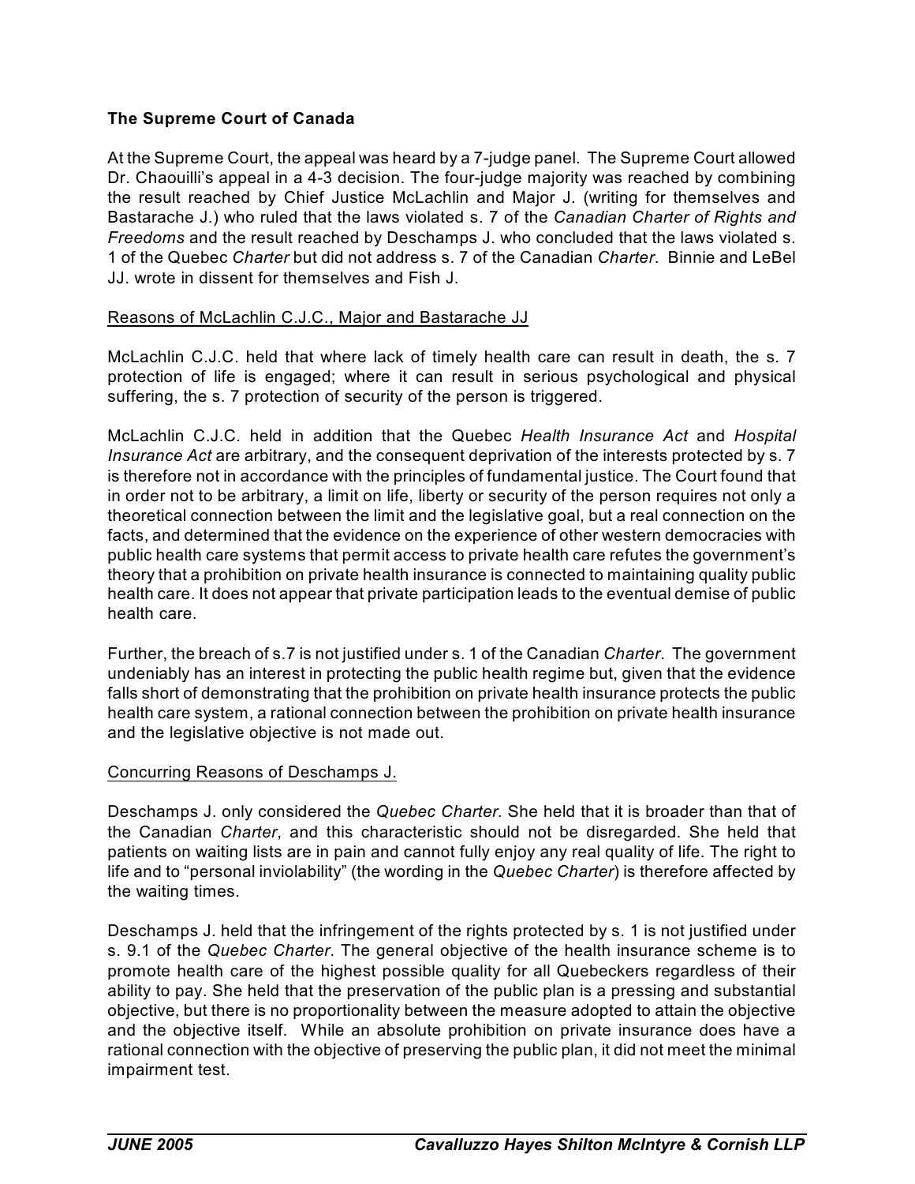**The Supreme Court of Canada**

At the Supreme Court, the appeal was heard by a 7-judge panel. The Supreme Court allowed Dr. Chaouilli's appeal in a 4-3 decision. The four-judge majority was reached by combining the result reached by Chief Justice McLachlin and Major J. (writing for themselves and Bastarache J.) who ruled that the laws violated s. 7 of the *Canadian Charter of Rights and Freedoms* and the result reached by Deschamps J. who concluded that the laws violated s. 1 of the Quebec *Charter* but did not address s. 7 of the Canadian *Charter*. Binnie and LeBel JJ. wrote in dissent for themselves and Fish J.

<u>Reasons of McLachlin C.J.C., Major and Bastarache JJ</u>

McLachlin C.J.C. held that where lack of timely health care can result in death, the s. 7 protection of life is engaged; where it can result in serious psychological and physical suffering, the s. 7 protection of security of the person is triggered.

McLachlin C.J.C. held in addition that the Quebec *Health Insurance Act* and *Hospital Insurance Act* are arbitrary, and the consequent deprivation of the interests protected by s. 7 is therefore not in accordance with the principles of fundamental justice. The Court found that in order not to be arbitrary, a limit on life, liberty or security of the person requires not only a theoretical connection between the limit and the legislative goal, but a real connection on the facts, and determined that the evidence on the experience of other western democracies with public health care systems that permit access to private health care refutes the government's theory that a prohibition on private health insurance is connected to maintaining quality public health care. It does not appear that private participation leads to the eventual demise of public health care.

Further, the breach of s.7 is not justified under s. 1 of the Canadian *Charter*. The government undeniably has an interest in protecting the public health regime but, given that the evidence falls short of demonstrating that the prohibition on private health insurance protects the public health care system, a rational connection between the prohibition on private health insurance and the legislative objective is not made out.

<u>Concurring Reasons of Deschamps J.</u>

Deschamps J. only considered the *Quebec Charter.* She held that it is broader than that of the Canadian *Charter*, and this characteristic should not be disregarded. She held that patients on waiting lists are in pain and cannot fully enjoy any real quality of life. The right to life and to "personal inviolability" (the wording in the *Quebec Charter*) is therefore affected by the waiting times.

Deschamps J. held that the infringement of the rights protected by s. 1 is not justified under s. 9.1 of the *Quebec Charter*. The general objective of the health insurance scheme is to promote health care of the highest possible quality for all Quebeckers regardless of their ability to pay. She held that the preservation of the public plan is a pressing and substantial objective, but there is no proportionality between the measure adopted to attain the objective and the objective itself. While an absolute prohibition on private insurance does have a rational connection with the objective of preserving the public plan, it did not meet the minimal impairment test.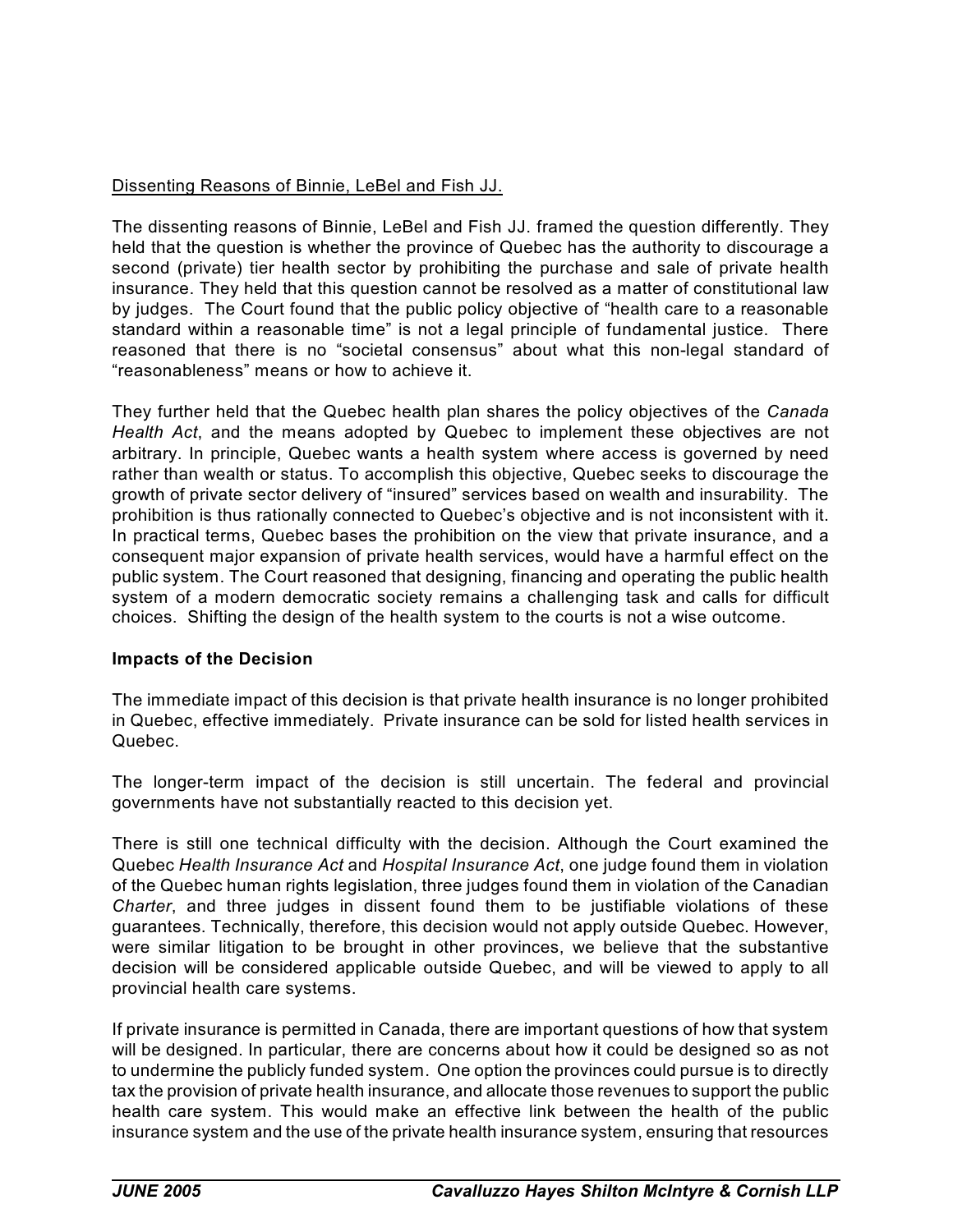Dissenting Reasons of Binnie, LeBel and Fish JJ.

The dissenting reasons of Binnie, LeBel and Fish JJ. framed the question differently. They held that the question is whether the province of Quebec has the authority to discourage a second (private) tier health sector by prohibiting the purchase and sale of private health insurance. They held that this question cannot be resolved as a matter of constitutional law by judges. The Court found that the public policy objective of "health care to a reasonable standard within a reasonable time" is not a legal principle of fundamental justice. There reasoned that there is no "societal consensus" about what this non-legal standard of "reasonableness" means or how to achieve it.

They further held that the Quebec health plan shares the policy objectives of the *Canada Health Act*, and the means adopted by Quebec to implement these objectives are not arbitrary. In principle, Quebec wants a health system where access is governed by need rather than wealth or status. To accomplish this objective, Quebec seeks to discourage the growth of private sector delivery of "insured" services based on wealth and insurability. The prohibition is thus rationally connected to Quebec's objective and is not inconsistent with it. In practical terms, Quebec bases the prohibition on the view that private insurance, and a consequent major expansion of private health services, would have a harmful effect on the public system. The Court reasoned that designing, financing and operating the public health system of a modern democratic society remains a challenging task and calls for difficult choices. Shifting the design of the health system to the courts is not a wise outcome.

**Impacts of the Decision**

The immediate impact of this decision is that private health insurance is no longer prohibited in Quebec, effective immediately. Private insurance can be sold for listed health services in Quebec.

The longer-term impact of the decision is still uncertain. The federal and provincial governments have not substantially reacted to this decision yet.

There is still one technical difficulty with the decision. Although the Court examined the Quebec *Health Insurance Act* and *Hospital Insurance Act*, one judge found them in violation of the Quebec human rights legislation, three judges found them in violation of the Canadian *Charter*, and three judges in dissent found them to be justifiable violations of these guarantees. Technically, therefore, this decision would not apply outside Quebec. However, were similar litigation to be brought in other provinces, we believe that the substantive decision will be considered applicable outside Quebec, and will be viewed to apply to all provincial health care systems.

If private insurance is permitted in Canada, there are important questions of how that system will be designed. In particular, there are concerns about how it could be designed so as not to undermine the publicly funded system. One option the provinces could pursue is to directly tax the provision of private health insurance, and allocate those revenues to support the public health care system. This would make an effective link between the health of the public insurance system and the use of the private health insurance system, ensuring that resources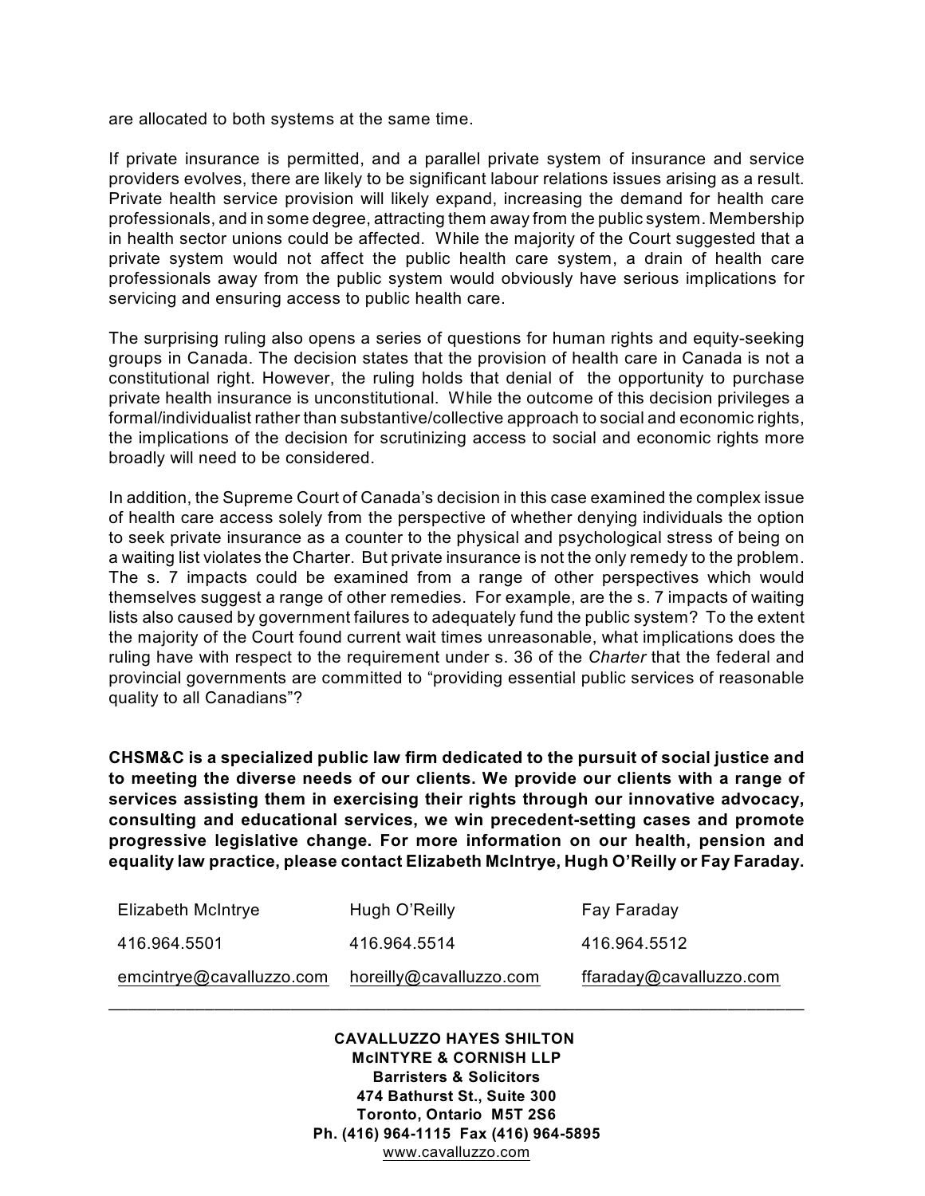are allocated to both systems at the same time.

If private insurance is permitted, and a parallel private system of insurance and service providers evolves, there are likely to be significant labour relations issues arising as a result. Private health service provision will likely expand, increasing the demand for health care professionals, and in some degree, attracting them away from the public system. Membership in health sector unions could be affected. While the majority of the Court suggested that a private system would not affect the public health care system, a drain of health care professionals away from the public system would obviously have serious implications for servicing and ensuring access to public health care.

The surprising ruling also opens a series of questions for human rights and equity-seeking groups in Canada. The decision states that the provision of health care in Canada is not a constitutional right. However, the ruling holds that denial of the opportunity to purchase private health insurance is unconstitutional. While the outcome of this decision privileges a formal/individualist rather than substantive/collective approach to social and economic rights, the implications of the decision for scrutinizing access to social and economic rights more broadly will need to be considered.

In addition, the Supreme Court of Canada's decision in this case examined the complex issue of health care access solely from the perspective of whether denying individuals the option to seek private insurance as a counter to the physical and psychological stress of being on a waiting list violates the Charter. But private insurance is not the only remedy to the problem. The s. 7 impacts could be examined from a range of other perspectives which would themselves suggest a range of other remedies. For example, are the s. 7 impacts of waiting lists also caused by government failures to adequately fund the public system? To the extent the majority of the Court found current wait times unreasonable, what implications does the ruling have with respect to the requirement under s. 36 of the *Charter* that the federal and provincial governments are committed to "providing essential public services of reasonable quality to all Canadians"?

**CHSM&C is a specialized public law firm dedicated to the pursuit of social justice and to meeting the diverse needs of our clients. We provide our clients with a range of services assisting them in exercising their rights through our innovative advocacy, consulting and educational services, we win precedent-setting cases and promote progressive legislative change. For more information on our health, pension and equality law practice, please contact Elizabeth McIntrye, Hugh O'Reilly or Fay Faraday.**

| | | |
|---|---|---|
| Elizabeth McIntrye | Hugh O'Reilly | Fay Faraday |
| 416.964.5501 | 416.964.5514 | 416.964.5512 |
| emcintrye@cavalluzzo.com | horeilly@cavalluzzo.com | ffaraday@cavalluzzo.com |

**CAVALLUZZO HAYES SHILTON**
**McINTYRE & CORNISH LLP**
**Barristers & Solicitors**
**474 Bathurst St., Suite 300**
**Toronto, Ontario M5T 2S6**
**Ph. (416) 964-1115 Fax (416) 964-5895**
www.cavalluzzo.com